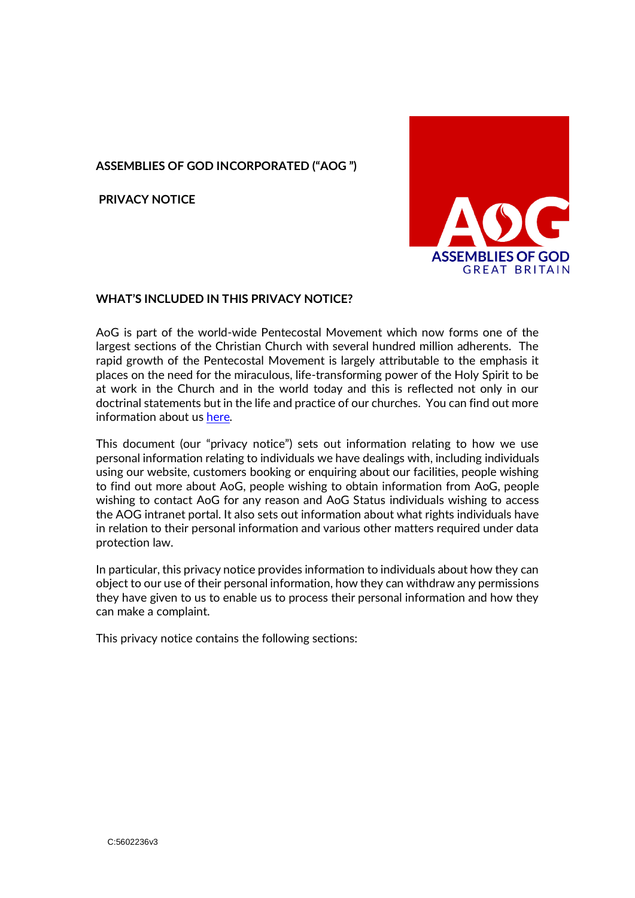**ASSEMBLIES OF GOD INCORPORATED ("AOG ")**

**PRIVACY NOTICE**

ASSEMBLIES OF GOD
GREAT BRITAIN

## WHAT'S INCLUDED IN THIS PRIVACY NOTICE?

AoG is part of the world-wide Pentecostal Movement which now forms one of the largest sections of the Christian Church with several hundred million adherents. The rapid growth of the Pentecostal Movement is largely attributable to the emphasis it places on the need for the miraculous, life-transforming power of the Holy Spirit to be at work in the Church and in the world today and this is reflected not only in our doctrinal statements but in the life and practice of our churches. You can find out more information about us here.

This document (our "privacy notice") sets out information relating to how we use personal information relating to individuals we have dealings with, including individuals using our website, customers booking or enquiring about our facilities, people wishing to find out more about AoG, people wishing to obtain information from AoG, people wishing to contact AoG for any reason and AoG Status individuals wishing to access the AOG intranet portal. It also sets out information about what rights individuals have in relation to their personal information and various other matters required under data protection law.

In particular, this privacy notice provides information to individuals about how they can object to our use of their personal information, how they can withdraw any permissions they have given to us to enable us to process their personal information and how they can make a complaint.

This privacy notice contains the following sections:

C:5602236v3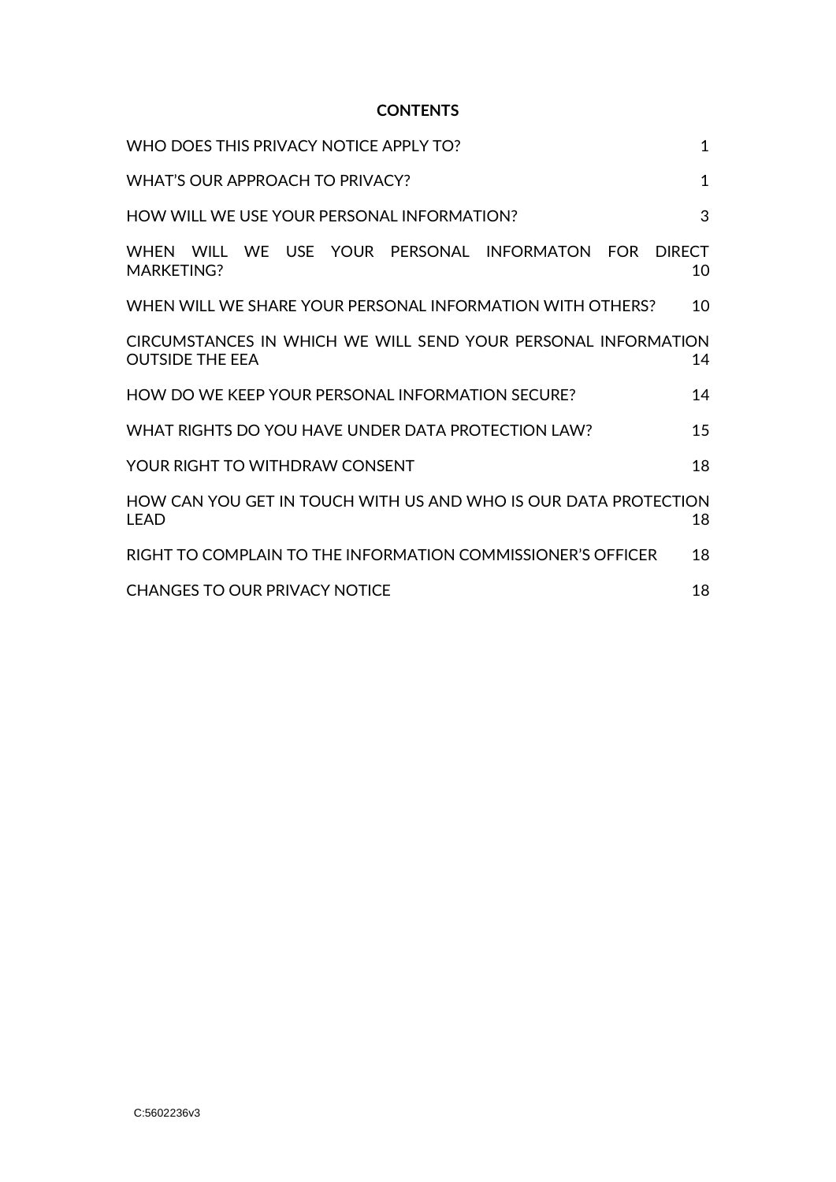**CONTENTS**

| | |
|---|---|
| WHO DOES THIS PRIVACY NOTICE APPLY TO? | 1 |
| WHAT'S OUR APPROACH TO PRIVACY? | 1 |
| HOW WILL WE USE YOUR PERSONAL INFORMATION? | 3 |
| WHEN WILL WE USE YOUR PERSONAL INFORMATON FOR DIRECT MARKETING? | 10 |
| WHEN WILL WE SHARE YOUR PERSONAL INFORMATION WITH OTHERS? | 10 |
| CIRCUMSTANCES IN WHICH WE WILL SEND YOUR PERSONAL INFORMATION OUTSIDE THE EEA | 14 |
| HOW DO WE KEEP YOUR PERSONAL INFORMATION SECURE? | 14 |
| WHAT RIGHTS DO YOU HAVE UNDER DATA PROTECTION LAW? | 15 |
| YOUR RIGHT TO WITHDRAW CONSENT | 18 |
| HOW CAN YOU GET IN TOUCH WITH US AND WHO IS OUR DATA PROTECTION LEAD | 18 |
| RIGHT TO COMPLAIN TO THE INFORMATION COMMISSIONER'S OFFICER | 18 |
| CHANGES TO OUR PRIVACY NOTICE | 18 |

C:5602236v3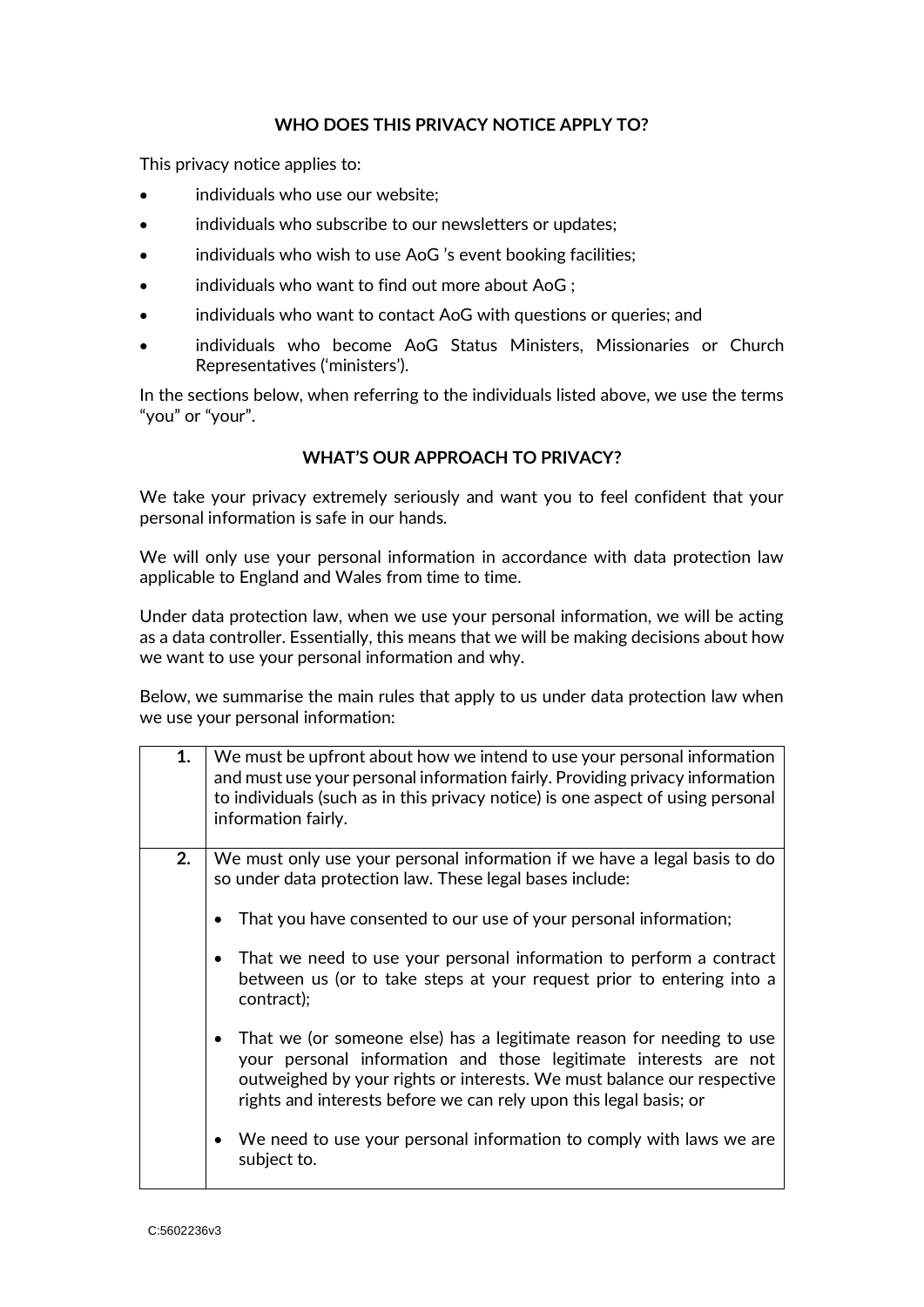## WHO DOES THIS PRIVACY NOTICE APPLY TO?

This privacy notice applies to:

- individuals who use our website;
- individuals who subscribe to our newsletters or updates;
- individuals who wish to use AoG 's event booking facilities;
- individuals who want to find out more about AoG ;
- individuals who want to contact AoG with questions or queries; and
- individuals who become AoG Status Ministers, Missionaries or Church Representatives ('ministers').

In the sections below, when referring to the individuals listed above, we use the terms "you" or "your".

## WHAT'S OUR APPROACH TO PRIVACY?

We take your privacy extremely seriously and want you to feel confident that your personal information is safe in our hands.

We will only use your personal information in accordance with data protection law applicable to England and Wales from time to time.

Under data protection law, when we use your personal information, we will be acting as a data controller. Essentially, this means that we will be making decisions about how we want to use your personal information and why.

Below, we summarise the main rules that apply to us under data protection law when we use your personal information:

| | |
|---|---|
| **1.** | We must be upfront about how we intend to use your personal information and must use your personal information fairly. Providing privacy information to individuals (such as in this privacy notice) is one aspect of using personal information fairly. |
| **2.** | We must only use your personal information if we have a legal basis to do so under data protection law. These legal bases include:<br><br>• That you have consented to our use of your personal information;<br><br>• That we need to use your personal information to perform a contract between us (or to take steps at your request prior to entering into a contract);<br><br>• That we (or someone else) has a legitimate reason for needing to use your personal information and those legitimate interests are not outweighed by your rights or interests. We must balance our respective rights and interests before we can rely upon this legal basis; or<br><br>• We need to use your personal information to comply with laws we are subject to. |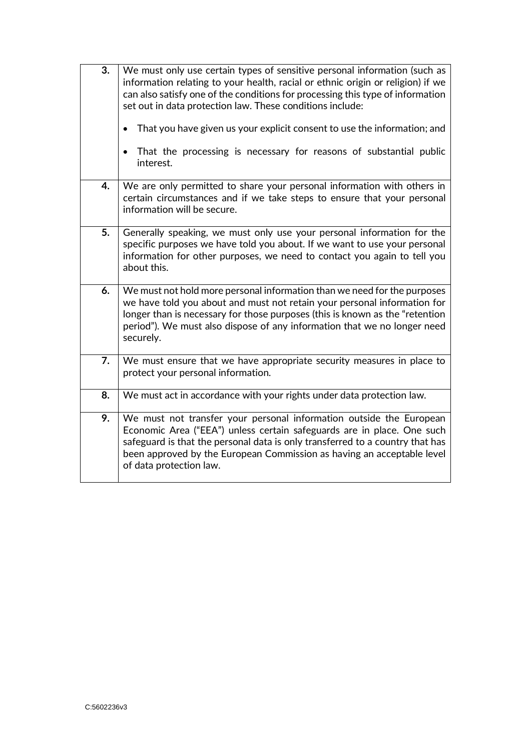| | |
|---|---|
| **3.** | We must only use certain types of sensitive personal information (such as information relating to your health, racial or ethnic origin or religion) if we can also satisfy one of the conditions for processing this type of information set out in data protection law. These conditions include:<br><br>• That you have given us your explicit consent to use the information; and<br><br>• That the processing is necessary for reasons of substantial public interest. |
| **4.** | We are only permitted to share your personal information with others in certain circumstances and if we take steps to ensure that your personal information will be secure. |
| **5.** | Generally speaking, we must only use your personal information for the specific purposes we have told you about. If we want to use your personal information for other purposes, we need to contact you again to tell you about this. |
| **6.** | We must not hold more personal information than we need for the purposes we have told you about and must not retain your personal information for longer than is necessary for those purposes (this is known as the "retention period"). We must also dispose of any information that we no longer need securely. |
| **7.** | We must ensure that we have appropriate security measures in place to protect your personal information. |
| **8.** | We must act in accordance with your rights under data protection law. |
| **9.** | We must not transfer your personal information outside the European Economic Area ("EEA") unless certain safeguards are in place. One such safeguard is that the personal data is only transferred to a country that has been approved by the European Commission as having an acceptable level of data protection law. |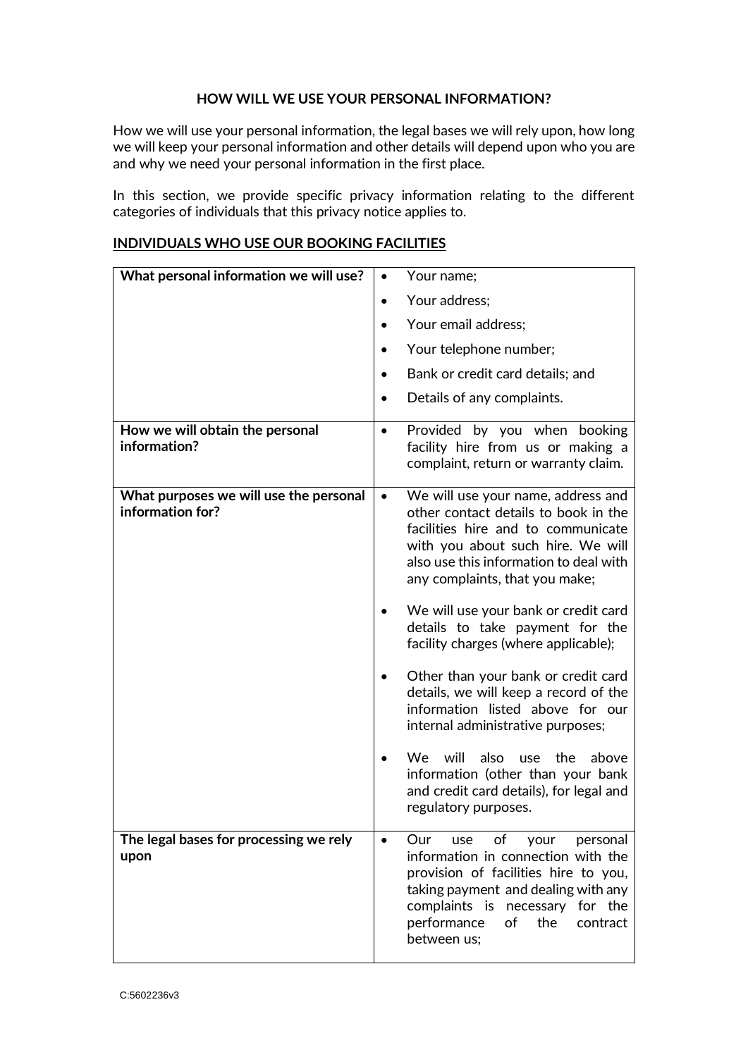## HOW WILL WE USE YOUR PERSONAL INFORMATION?

How we will use your personal information, the legal bases we will rely upon, how long we will keep your personal information and other details will depend upon who you are and why we need your personal information in the first place.

In this section, we provide specific privacy information relating to the different categories of individuals that this privacy notice applies to.

### INDIVIDUALS WHO USE OUR BOOKING FACILITIES

| **What personal information we will use?** | • Your name;<br>• Your address;<br>• Your email address;<br>• Your telephone number;<br>• Bank or credit card details; and<br>• Details of any complaints. |
|---|---|
| **How we will obtain the personal information?** | • Provided by you when booking facility hire from us or making a complaint, return or warranty claim. |
| **What purposes we will use the personal information for?** | • We will use your name, address and other contact details to book in the facilities hire and to communicate with you about such hire. We will also use this information to deal with any complaints, that you make;<br>• We will use your bank or credit card details to take payment for the facility charges (where applicable);<br>• Other than your bank or credit card details, we will keep a record of the information listed above for our internal administrative purposes;<br>• We will also use the above information (other than your bank and credit card details), for legal and regulatory purposes. |
| **The legal bases for processing we rely upon** | • Our use of your personal information in connection with the provision of facilities hire to you, taking payment and dealing with any complaints is necessary for the performance of the contract between us; |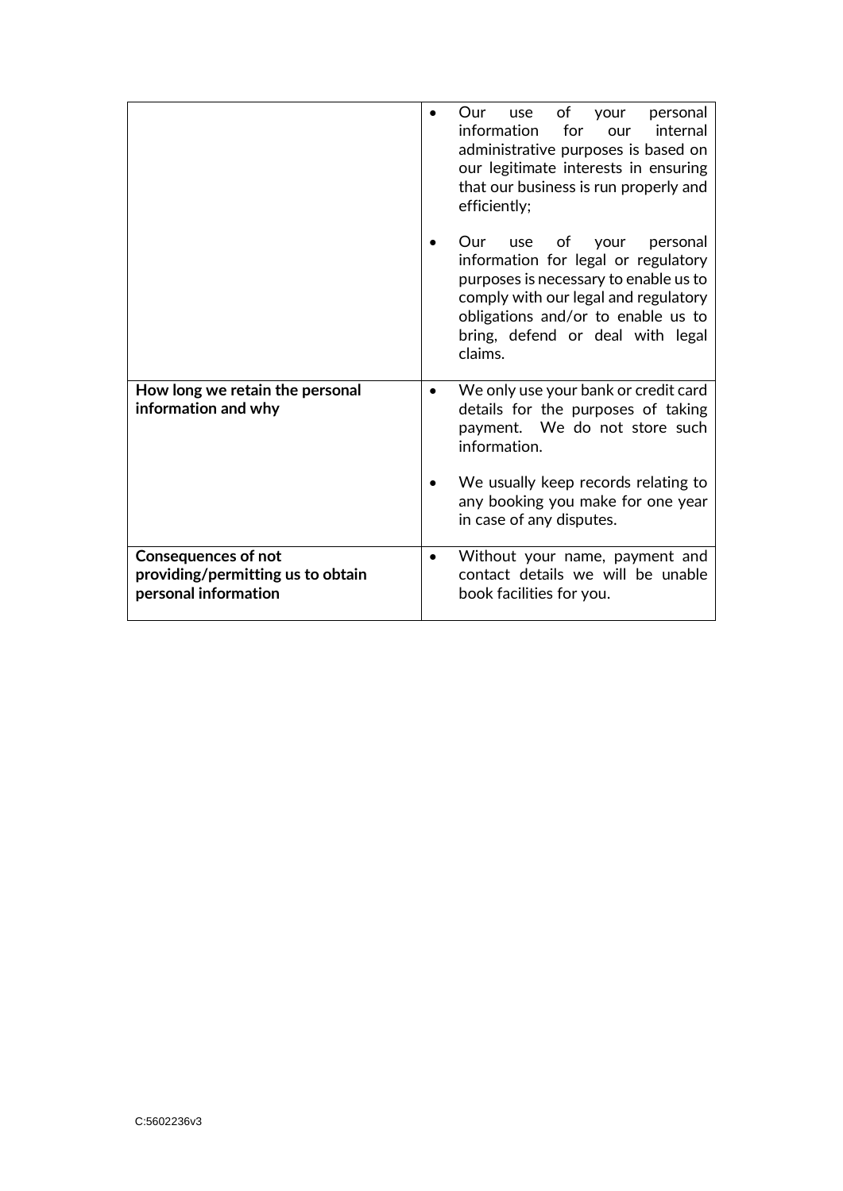| | |
|---|---|
| | • Our use of your personal information for our internal administrative purposes is based on our legitimate interests in ensuring that our business is run properly and efficiently;<br><br>• Our use of your personal information for legal or regulatory purposes is necessary to enable us to comply with our legal and regulatory obligations and/or to enable us to bring, defend or deal with legal claims. |
| **How long we retain the personal information and why** | • We only use your bank or credit card details for the purposes of taking payment. We do not store such information.<br><br>• We usually keep records relating to any booking you make for one year in case of any disputes. |
| **Consequences of not providing/permitting us to obtain personal information** | • Without your name, payment and contact details we will be unable book facilities for you. |

C:5602236v3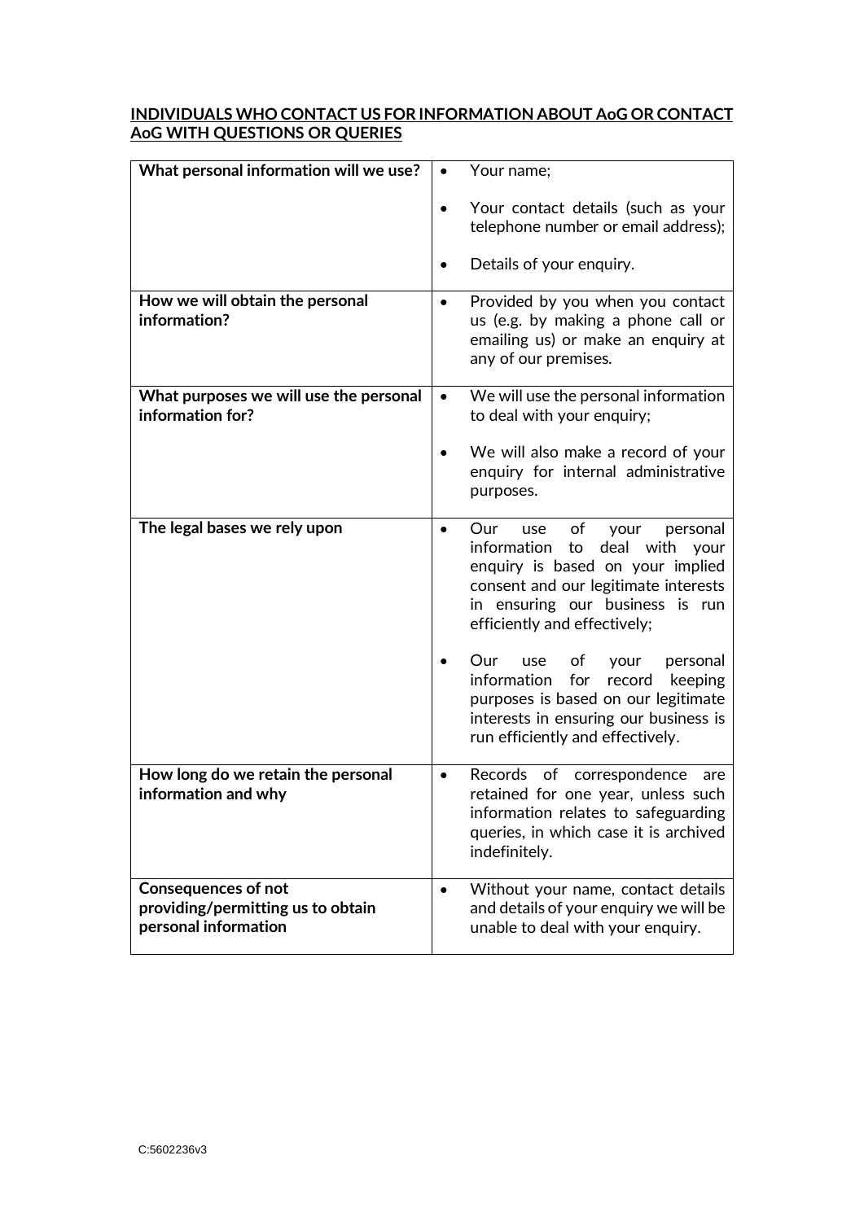## <u>INDIVIDUALS WHO CONTACT US FOR INFORMATION ABOUT AoG OR CONTACT AoG WITH QUESTIONS OR QUERIES</u>

| | |
|---|---|
| **What personal information will we use?** | • Your name;<br>• Your contact details (such as your telephone number or email address);<br>• Details of your enquiry. |
| **How we will obtain the personal information?** | • Provided by you when you contact us (e.g. by making a phone call or emailing us) or make an enquiry at any of our premises. |
| **What purposes we will use the personal information for?** | • We will use the personal information to deal with your enquiry;<br>• We will also make a record of your enquiry for internal administrative purposes. |
| **The legal bases we rely upon** | • Our use of your personal information to deal with your enquiry is based on your implied consent and our legitimate interests in ensuring our business is run efficiently and effectively;<br>• Our use of your personal information for record keeping purposes is based on our legitimate interests in ensuring our business is run efficiently and effectively. |
| **How long do we retain the personal information and why** | • Records of correspondence are retained for one year, unless such information relates to safeguarding queries, in which case it is archived indefinitely. |
| **Consequences of not providing/permitting us to obtain personal information** | • Without your name, contact details and details of your enquiry we will be unable to deal with your enquiry. |

C:5602236v3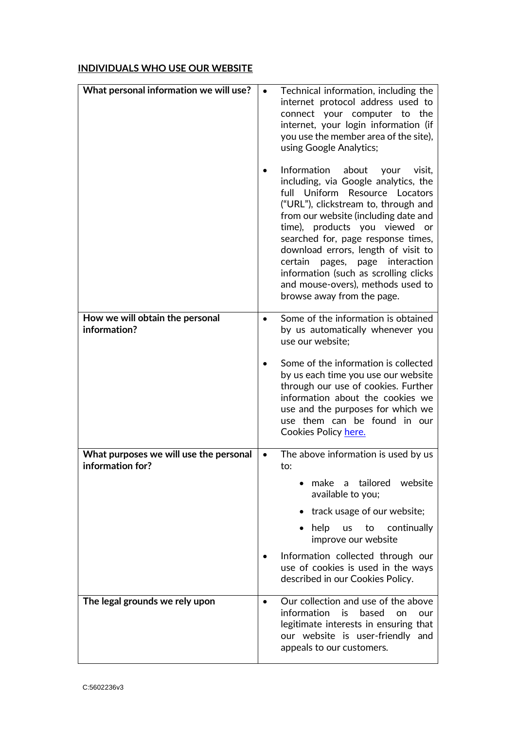**INDIVIDUALS WHO USE OUR WEBSITE**

| | |
|---|---|
| **What personal information we will use?** | • Technical information, including the internet protocol address used to connect your computer to the internet, your login information (if you use the member area of the site), using Google Analytics;<br><br>• Information about your visit, including, via Google analytics, the full Uniform Resource Locators ("URL"), clickstream to, through and from our website (including date and time), products you viewed or searched for, page response times, download errors, length of visit to certain pages, page interaction information (such as scrolling clicks and mouse-overs), methods used to browse away from the page. |
| **How we will obtain the personal information?** | • Some of the information is obtained by us automatically whenever you use our website;<br><br>• Some of the information is collected by us each time you use our website through our use of cookies. Further information about the cookies we use and the purposes for which we use them can be found in our Cookies Policy here. |
| **What purposes we will use the personal information for?** | • The above information is used by us to:<br>  • make a tailored website available to you;<br>  • track usage of our website;<br>  • help us to continually improve our website<br><br>• Information collected through our use of cookies is used in the ways described in our Cookies Policy. |
| **The legal grounds we rely upon** | • Our collection and use of the above information is based on our legitimate interests in ensuring that our website is user-friendly and appeals to our customers. |

C:5602236v3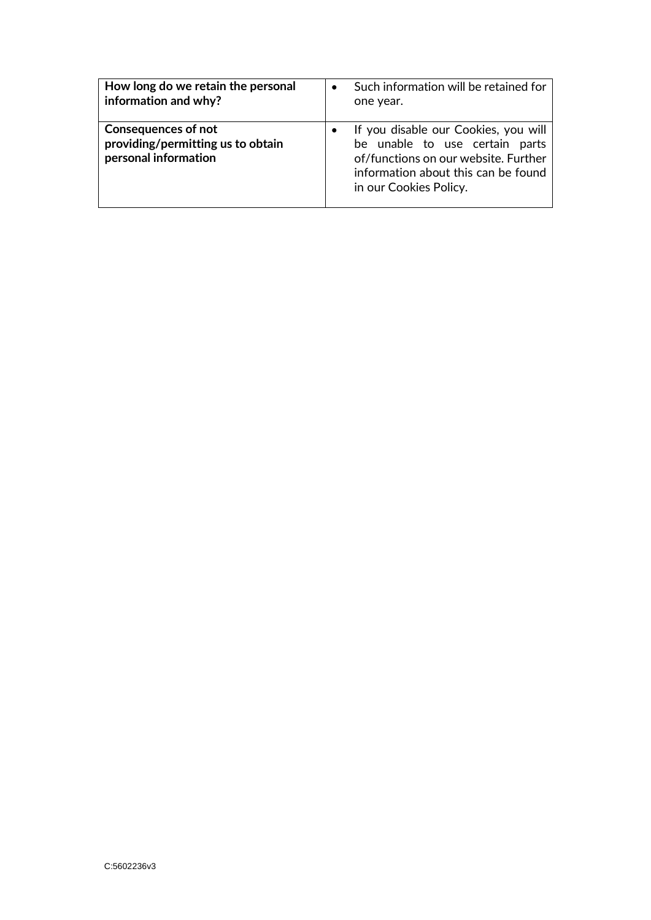| | |
|---|---|
| **How long do we retain the personal information and why?** | • Such information will be retained for one year. |
| **Consequences of not providing/permitting us to obtain personal information** | • If you disable our Cookies, you will be unable to use certain parts of/functions on our website. Further information about this can be found in our Cookies Policy. |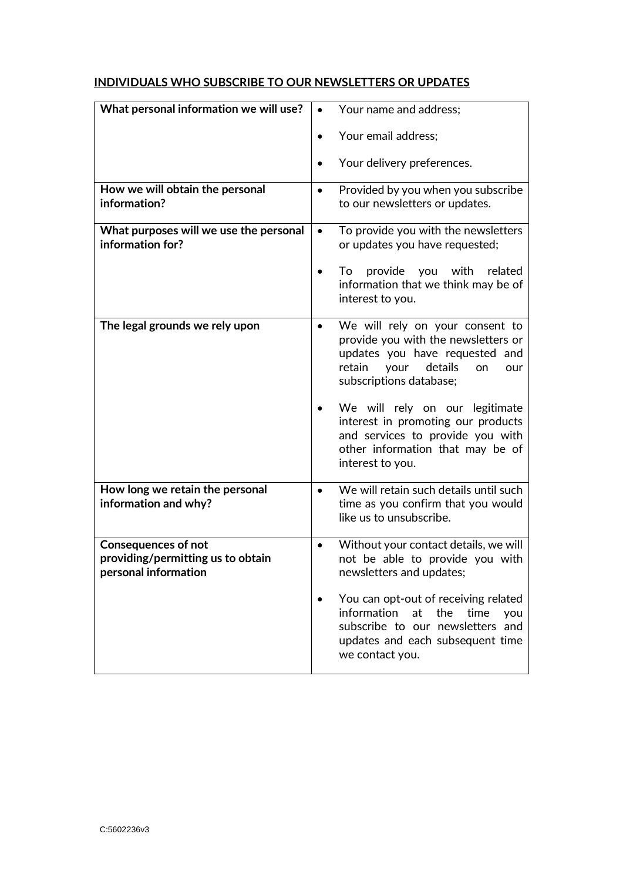**INDIVIDUALS WHO SUBSCRIBE TO OUR NEWSLETTERS OR UPDATES**

| | |
|---|---|
| **What personal information we will use?** | • Your name and address;<br>• Your email address;<br>• Your delivery preferences. |
| **How we will obtain the personal information?** | • Provided by you when you subscribe to our newsletters or updates. |
| **What purposes will we use the personal information for?** | • To provide you with the newsletters or updates you have requested;<br>• To provide you with related information that we think may be of interest to you. |
| **The legal grounds we rely upon** | • We will rely on your consent to provide you with the newsletters or updates you have requested and retain your details on our subscriptions database;<br>• We will rely on our legitimate interest in promoting our products and services to provide you with other information that may be of interest to you. |
| **How long we retain the personal information and why?** | • We will retain such details until such time as you confirm that you would like us to unsubscribe. |
| **Consequences of not providing/permitting us to obtain personal information** | • Without your contact details, we will not be able to provide you with newsletters and updates;<br>• You can opt-out of receiving related information at the time you subscribe to our newsletters and updates and each subsequent time we contact you. |

C:5602236v3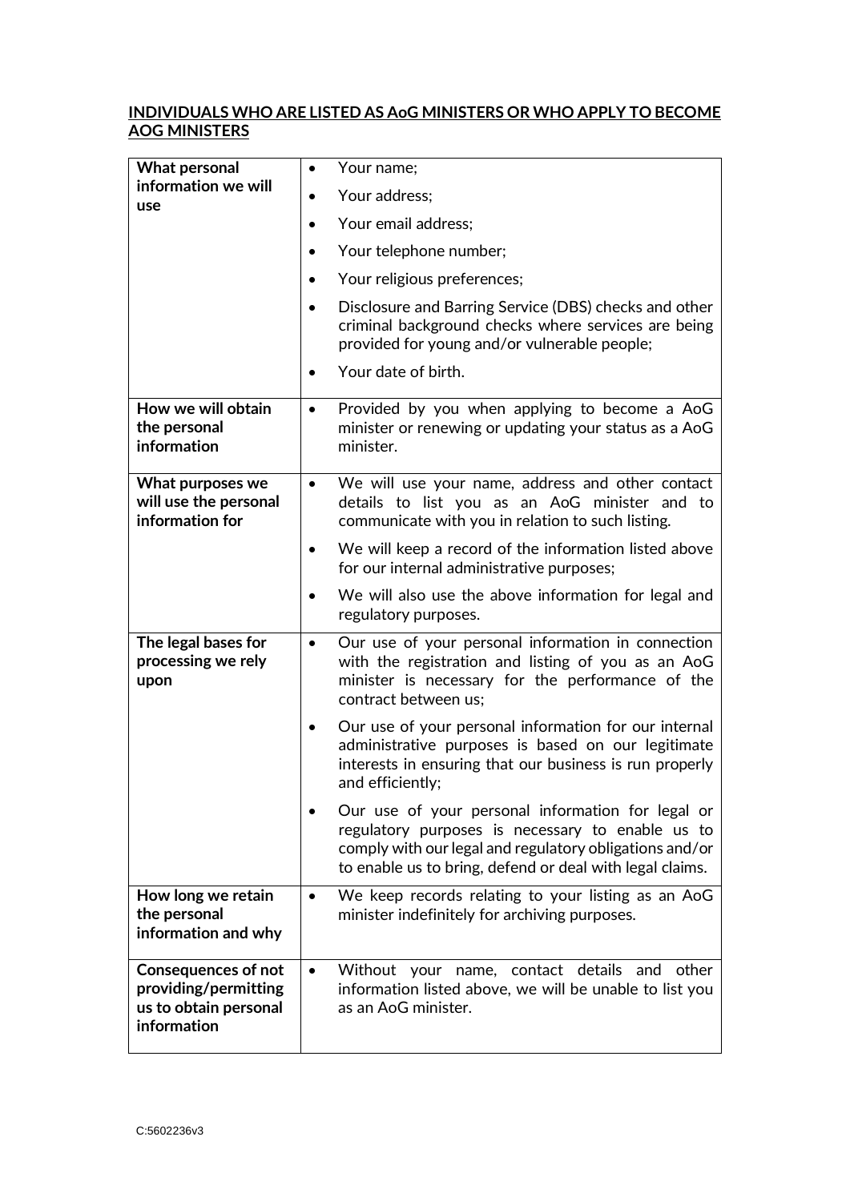**INDIVIDUALS WHO ARE LISTED AS AoG MINISTERS OR WHO APPLY TO BECOME AOG MINISTERS**

| | |
|---|---|
| **What personal information we will use** | • Your name;<br>• Your address;<br>• Your email address;<br>• Your telephone number;<br>• Your religious preferences;<br>• Disclosure and Barring Service (DBS) checks and other criminal background checks where services are being provided for young and/or vulnerable people;<br>• Your date of birth. |
| **How we will obtain the personal information** | • Provided by you when applying to become a AoG minister or renewing or updating your status as a AoG minister. |
| **What purposes we will use the personal information for** | • We will use your name, address and other contact details to list you as an AoG minister and to communicate with you in relation to such listing.<br>• We will keep a record of the information listed above for our internal administrative purposes;<br>• We will also use the above information for legal and regulatory purposes. |
| **The legal bases for processing we rely upon** | • Our use of your personal information in connection with the registration and listing of you as an AoG minister is necessary for the performance of the contract between us;<br>• Our use of your personal information for our internal administrative purposes is based on our legitimate interests in ensuring that our business is run properly and efficiently;<br>• Our use of your personal information for legal or regulatory purposes is necessary to enable us to comply with our legal and regulatory obligations and/or to enable us to bring, defend or deal with legal claims. |
| **How long we retain the personal information and why** | • We keep records relating to your listing as an AoG minister indefinitely for archiving purposes. |
| **Consequences of not providing/permitting us to obtain personal information** | • Without your name, contact details and other information listed above, we will be unable to list you as an AoG minister. |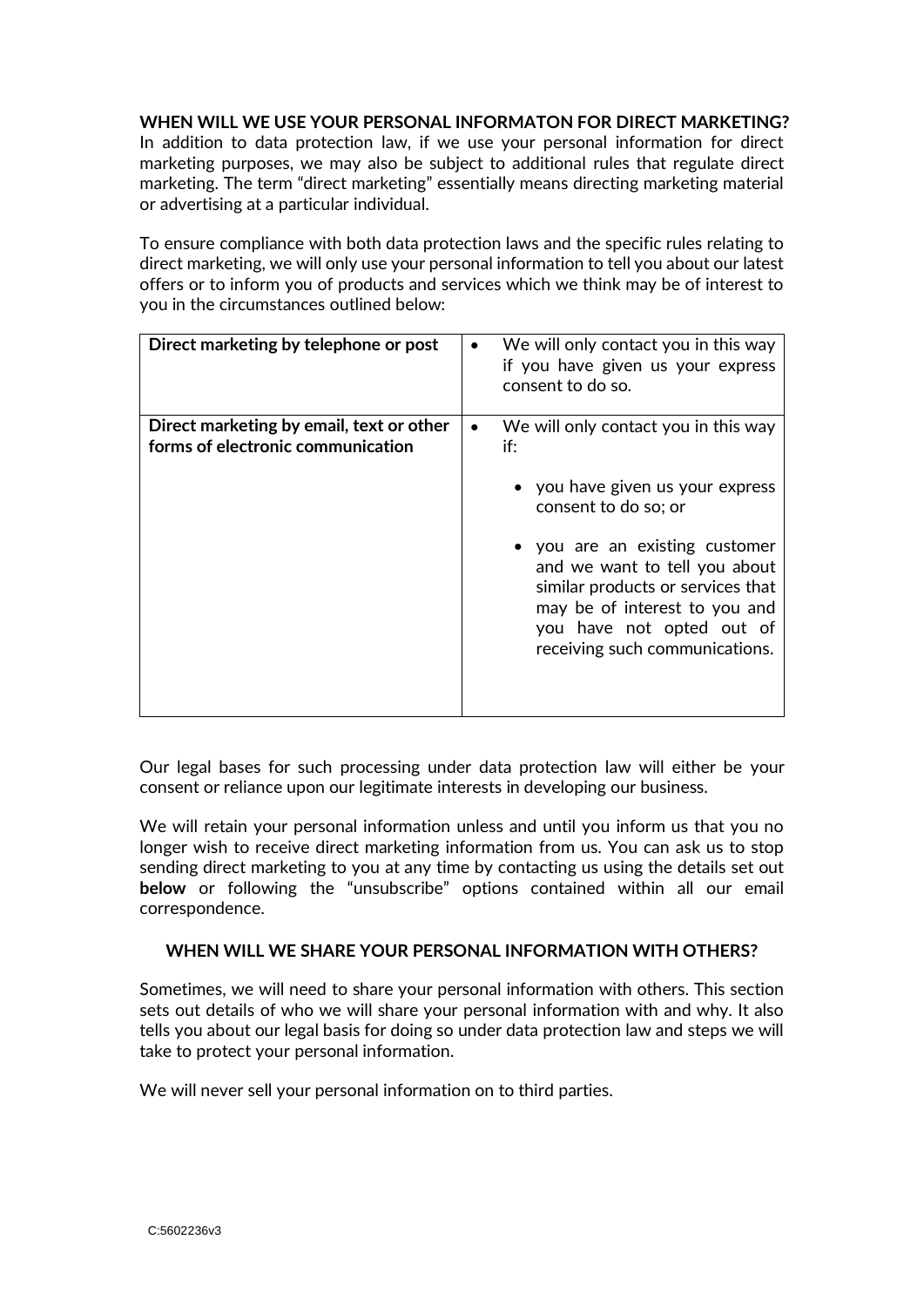**WHEN WILL WE USE YOUR PERSONAL INFORMATON FOR DIRECT MARKETING?**

In addition to data protection law, if we use your personal information for direct marketing purposes, we may also be subject to additional rules that regulate direct marketing. The term "direct marketing" essentially means directing marketing material or advertising at a particular individual.

To ensure compliance with both data protection laws and the specific rules relating to direct marketing, we will only use your personal information to tell you about our latest offers or to inform you of products and services which we think may be of interest to you in the circumstances outlined below:

| | |
|---|---|
| **Direct marketing by telephone or post** | • We will only contact you in this way if you have given us your express consent to do so. |
| **Direct marketing by email, text or other forms of electronic communication** | • We will only contact you in this way if:<br>• you have given us your express consent to do so; or<br>• you are an existing customer and we want to tell you about similar products or services that may be of interest to you and you have not opted out of receiving such communications. |

Our legal bases for such processing under data protection law will either be your consent or reliance upon our legitimate interests in developing our business.

We will retain your personal information unless and until you inform us that you no longer wish to receive direct marketing information from us. You can ask us to stop sending direct marketing to you at any time by contacting us using the details set out **below** or following the "unsubscribe" options contained within all our email correspondence.

**WHEN WILL WE SHARE YOUR PERSONAL INFORMATION WITH OTHERS?**

Sometimes, we will need to share your personal information with others. This section sets out details of who we will share your personal information with and why. It also tells you about our legal basis for doing so under data protection law and steps we will take to protect your personal information.

We will never sell your personal information on to third parties.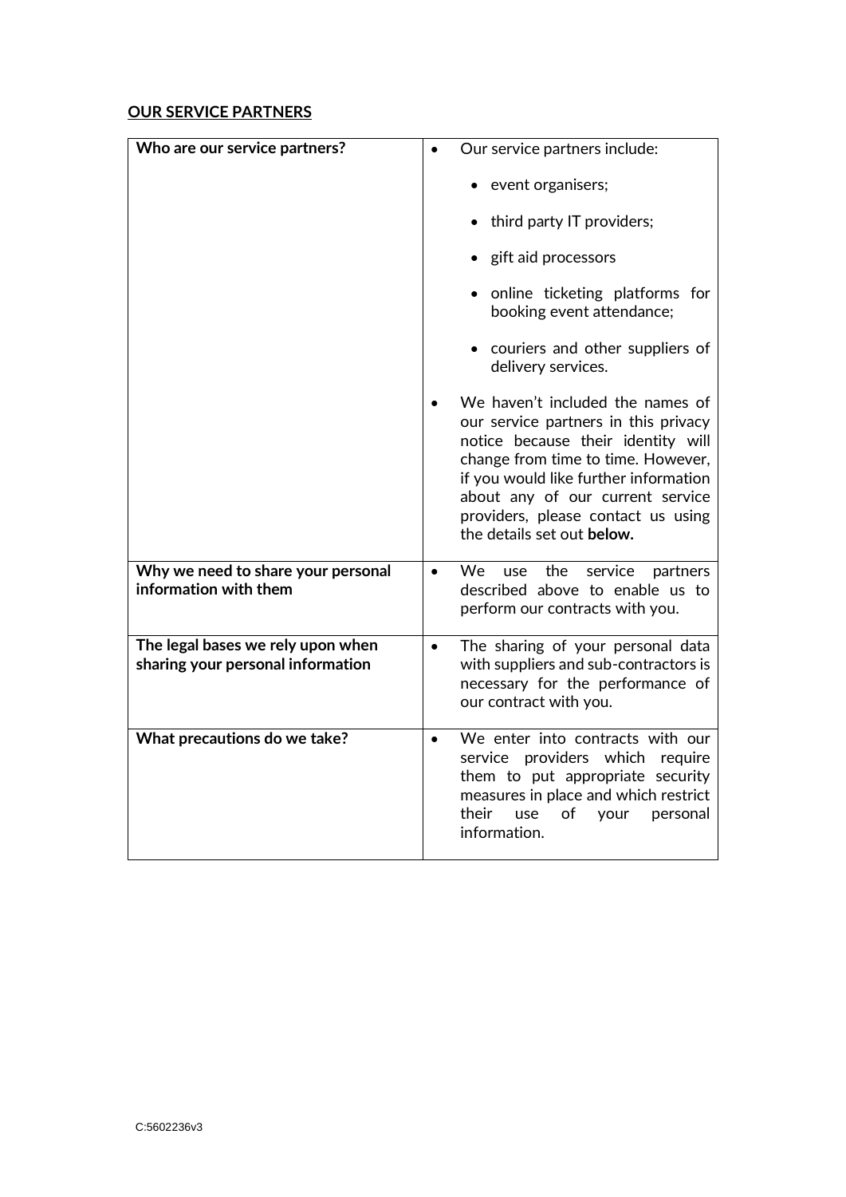## OUR SERVICE PARTNERS

| | |
|---|---|
| **Who are our service partners?** | • Our service partners include:<br>  • event organisers;<br>  • third party IT providers;<br>  • gift aid processors<br>  • online ticketing platforms for booking event attendance;<br>  • couriers and other suppliers of delivery services.<br>• We haven't included the names of our service partners in this privacy notice because their identity will change from time to time. However, if you would like further information about any of our current service providers, please contact us using the details set out **below.** |
| **Why we need to share your personal information with them** | • We use the service partners described above to enable us to perform our contracts with you. |
| **The legal bases we rely upon when sharing your personal information** | • The sharing of your personal data with suppliers and sub-contractors is necessary for the performance of our contract with you. |
| **What precautions do we take?** | • We enter into contracts with our service providers which require them to put appropriate security measures in place and which restrict their use of your personal information. |

C:5602236v3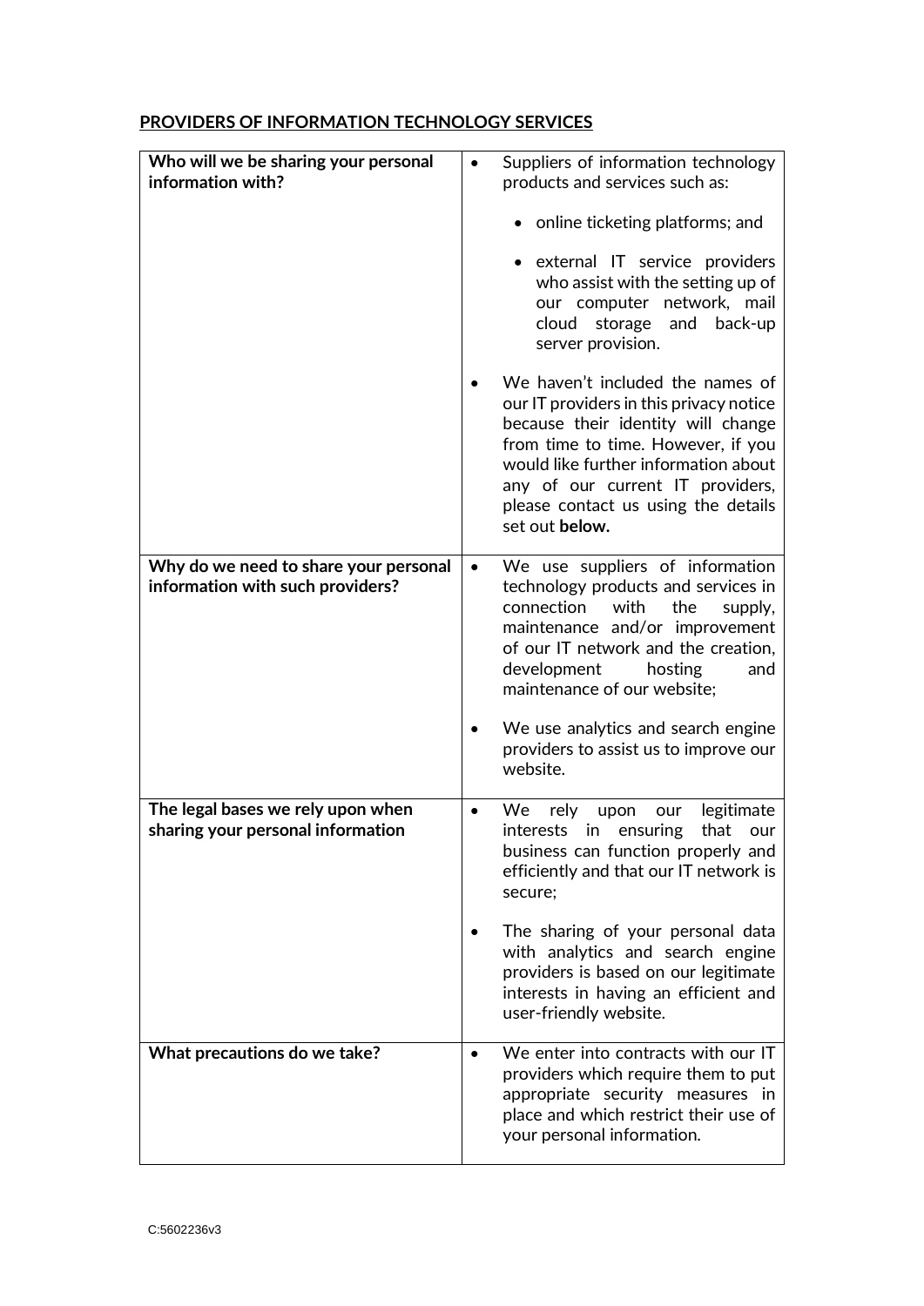## PROVIDERS OF INFORMATION TECHNOLOGY SERVICES

| | |
|---|---|
| **Who will we be sharing your personal information with?** | • Suppliers of information technology products and services such as:<br>  ◦ online ticketing platforms; and<br>  ◦ external IT service providers who assist with the setting up of our computer network, mail cloud storage and back-up server provision.<br>• We haven't included the names of our IT providers in this privacy notice because their identity will change from time to time. However, if you would like further information about any of our current IT providers, please contact us using the details set out **below.** |
| **Why do we need to share your personal information with such providers?** | • We use suppliers of information technology products and services in connection with the supply, maintenance and/or improvement of our IT network and the creation, development hosting and maintenance of our website;<br>• We use analytics and search engine providers to assist us to improve our website. |
| **The legal bases we rely upon when sharing your personal information** | • We rely upon our legitimate interests in ensuring that our business can function properly and efficiently and that our IT network is secure;<br>• The sharing of your personal data with analytics and search engine providers is based on our legitimate interests in having an efficient and user-friendly website. |
| **What precautions do we take?** | • We enter into contracts with our IT providers which require them to put appropriate security measures in place and which restrict their use of your personal information. |

C:5602236v3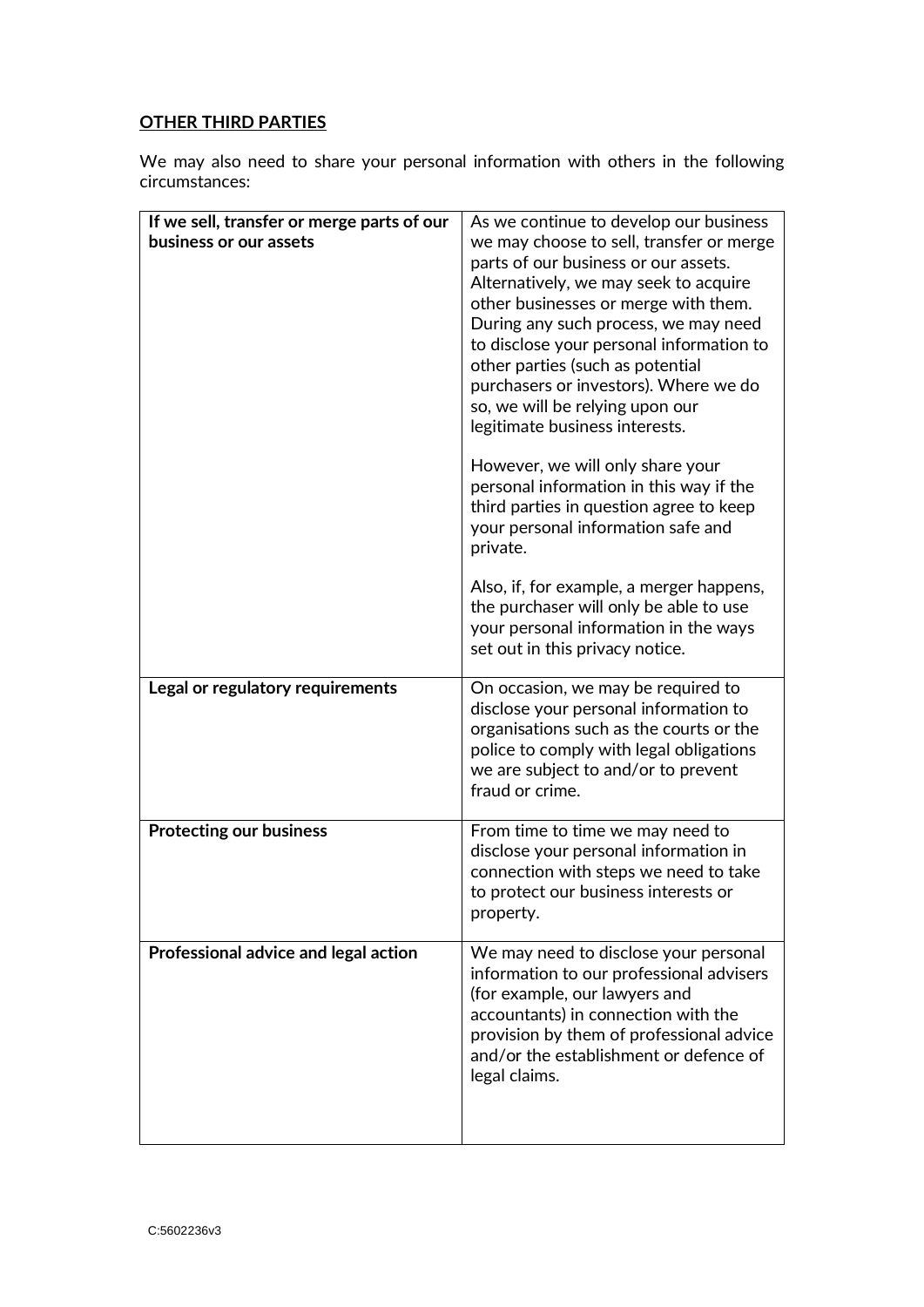**OTHER THIRD PARTIES**

We may also need to share your personal information with others in the following circumstances:

| | |
|---|---|
| **If we sell, transfer or merge parts of our business or our assets** | As we continue to develop our business we may choose to sell, transfer or merge parts of our business or our assets. Alternatively, we may seek to acquire other businesses or merge with them. During any such process, we may need to disclose your personal information to other parties (such as potential purchasers or investors). Where we do so, we will be relying upon our legitimate business interests.<br><br>However, we will only share your personal information in this way if the third parties in question agree to keep your personal information safe and private.<br><br>Also, if, for example, a merger happens, the purchaser will only be able to use your personal information in the ways set out in this privacy notice. |
| **Legal or regulatory requirements** | On occasion, we may be required to disclose your personal information to organisations such as the courts or the police to comply with legal obligations we are subject to and/or to prevent fraud or crime. |
| **Protecting our business** | From time to time we may need to disclose your personal information in connection with steps we need to take to protect our business interests or property. |
| **Professional advice and legal action** | We may need to disclose your personal information to our professional advisers (for example, our lawyers and accountants) in connection with the provision by them of professional advice and/or the establishment or defence of legal claims. |

C:5602236v3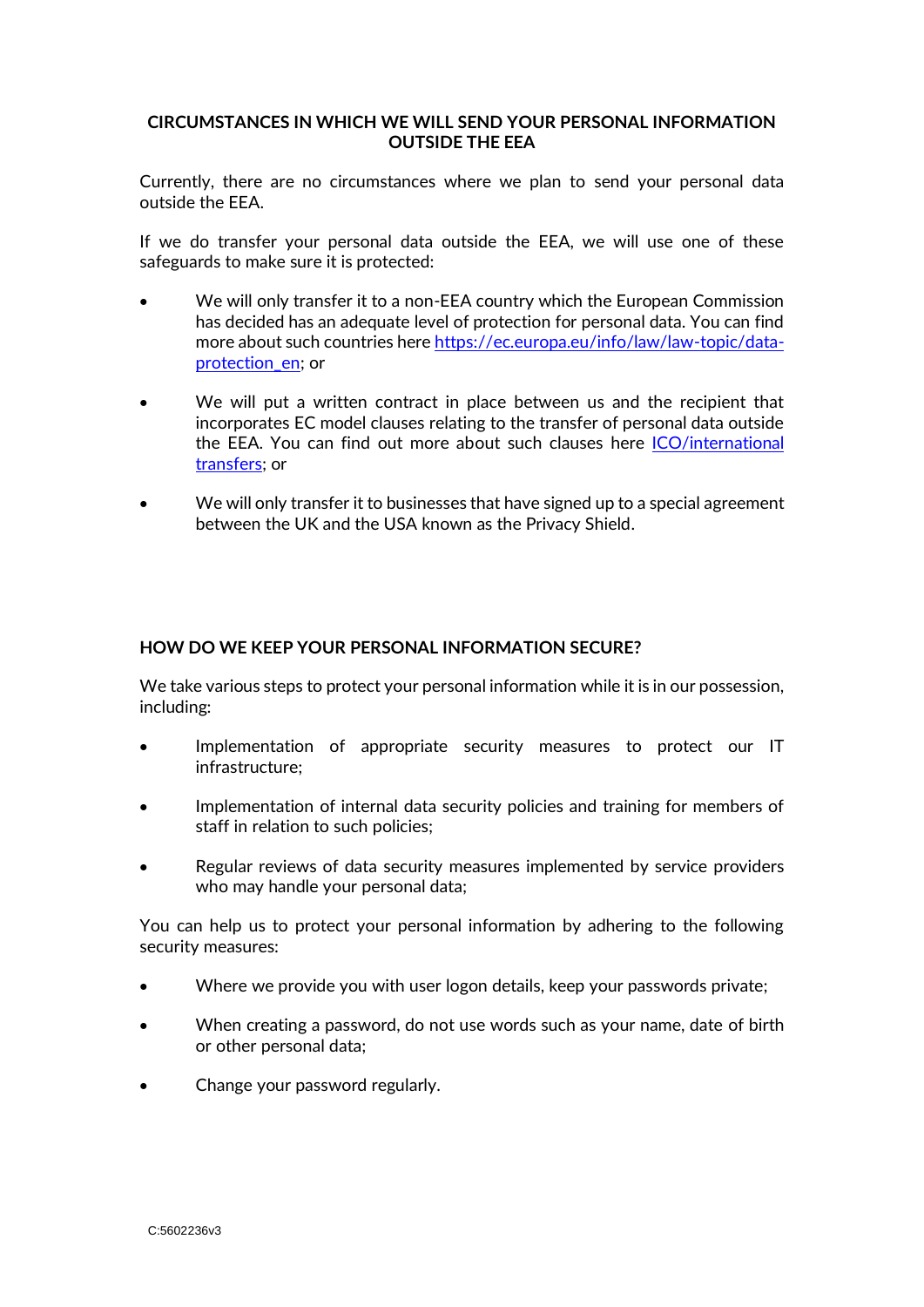## CIRCUMSTANCES IN WHICH WE WILL SEND YOUR PERSONAL INFORMATION OUTSIDE THE EEA

Currently, there are no circumstances where we plan to send your personal data outside the EEA.

If we do transfer your personal data outside the EEA, we will use one of these safeguards to make sure it is protected:

- We will only transfer it to a non-EEA country which the European Commission has decided has an adequate level of protection for personal data. You can find more about such countries here [https://ec.europa.eu/info/law/law-topic/data-protection_en](https://ec.europa.eu/info/law/law-topic/data-protection_en); or

- We will put a written contract in place between us and the recipient that incorporates EC model clauses relating to the transfer of personal data outside the EEA. You can find out more about such clauses here [ICO/international transfers](); or

- We will only transfer it to businesses that have signed up to a special agreement between the UK and the USA known as the Privacy Shield.

## HOW DO WE KEEP YOUR PERSONAL INFORMATION SECURE?

We take various steps to protect your personal information while it is in our possession, including:

- Implementation of appropriate security measures to protect our IT infrastructure;

- Implementation of internal data security policies and training for members of staff in relation to such policies;

- Regular reviews of data security measures implemented by service providers who may handle your personal data;

You can help us to protect your personal information by adhering to the following security measures:

- Where we provide you with user logon details, keep your passwords private;

- When creating a password, do not use words such as your name, date of birth or other personal data;

- Change your password regularly.

C:5602236v3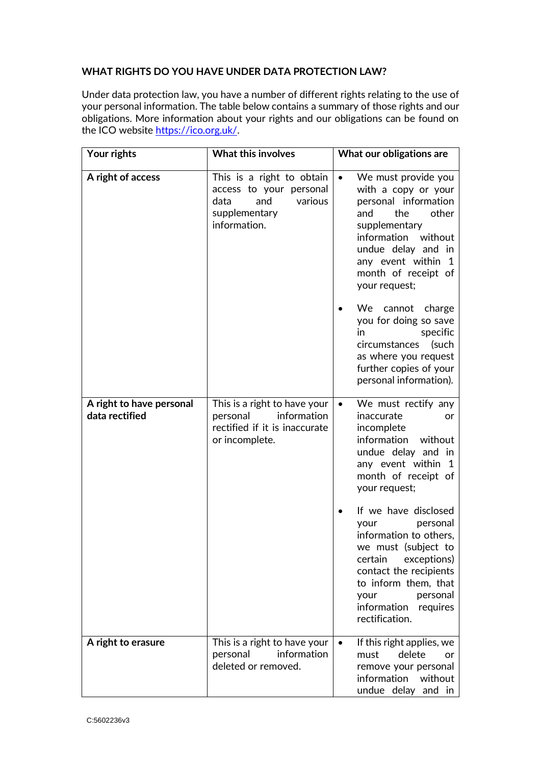## WHAT RIGHTS DO YOU HAVE UNDER DATA PROTECTION LAW?

Under data protection law, you have a number of different rights relating to the use of your personal information. The table below contains a summary of those rights and our obligations. More information about your rights and our obligations can be found on the ICO website [https://ico.org.uk/](https://ico.org.uk/).

| Your rights | What this involves | What our obligations are |
| --- | --- | --- |
| **A right of access** | This is a right to obtain access to your personal data and various supplementary information. | • We must provide you with a copy or your personal information and the other supplementary information without undue delay and in any event within 1 month of receipt of your request;<br><br>• We cannot charge you for doing so save in specific circumstances (such as where you request further copies of your personal information). |
| **A right to have personal data rectified** | This is a right to have your personal information rectified if it is inaccurate or incomplete. | • We must rectify any inaccurate or incomplete information without undue delay and in any event within 1 month of receipt of your request;<br><br>• If we have disclosed your personal information to others, we must (subject to certain exceptions) contact the recipients to inform them, that your personal information requires rectification. |
| **A right to erasure** | This is a right to have your personal information deleted or removed. | • If this right applies, we must delete or remove your personal information without undue delay and in |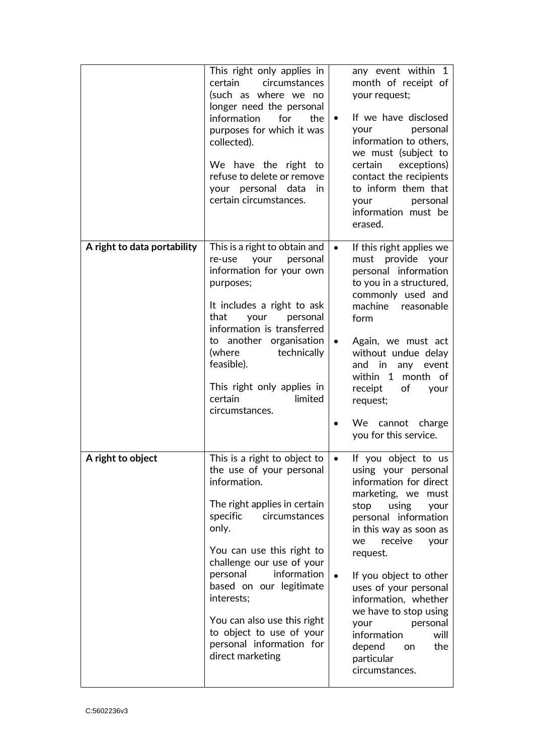| | | |
|---|---|---|
| | This right only applies in certain circumstances (such as where we no longer need the personal information for the purposes for which it was collected).<br><br>We have the right to refuse to delete or remove your personal data in certain circumstances. | any event within 1 month of receipt of your request;<br><br>• If we have disclosed your personal information to others, we must (subject to certain exceptions) contact the recipients to inform them that your personal information must be erased. |
| **A right to data portability** | This is a right to obtain and re-use your personal information for your own purposes;<br><br>It includes a right to ask that your personal information is transferred to another organisation (where technically feasible).<br><br>This right only applies in certain limited circumstances. | • If this right applies we must provide your personal information to you in a structured, commonly used and machine reasonable form<br><br>• Again, we must act without undue delay and in any event within 1 month of receipt of your request;<br><br>• We cannot charge you for this service. |
| **A right to object** | This is a right to object to the use of your personal information.<br><br>The right applies in certain specific circumstances only.<br><br>You can use this right to challenge our use of your personal information based on our legitimate interests;<br><br>You can also use this right to object to use of your personal information for direct marketing | • If you object to us using your personal information for direct marketing, we must stop using your personal information in this way as soon as we receive your request.<br><br>• If you object to other uses of your personal information, whether we have to stop using your personal information will depend on the particular circumstances. |

C:5602236v3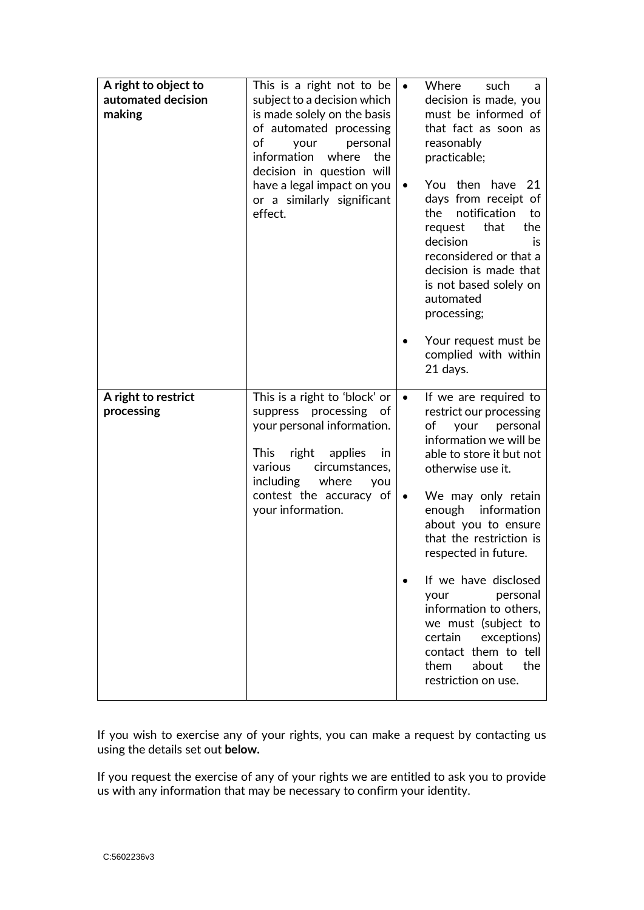| **A right to object to automated decision making** | This is a right not to be subject to a decision which is made solely on the basis of automated processing of your personal information where the decision in question will have a legal impact on you or a similarly significant effect. | • Where such a decision is made, you must be informed of that fact as soon as reasonably practicable;<br><br>• You then have 21 days from receipt of the notification to request that the decision is reconsidered or that a decision is made that is not based solely on automated processing;<br><br>• Your request must be complied with within 21 days. |
|---|---|---|
| **A right to restrict processing** | This is a right to 'block' or suppress processing of your personal information.<br><br>This right applies in various circumstances, including where you contest the accuracy of your information. | • If we are required to restrict our processing of your personal information we will be able to store it but not otherwise use it.<br><br>• We may only retain enough information about you to ensure that the restriction is respected in future.<br><br>• If we have disclosed your personal information to others, we must (subject to certain exceptions) contact them to tell them about the restriction on use. |

If you wish to exercise any of your rights, you can make a request by contacting us using the details set out **below.**

If you request the exercise of any of your rights we are entitled to ask you to provide us with any information that may be necessary to confirm your identity.

C:5602236v3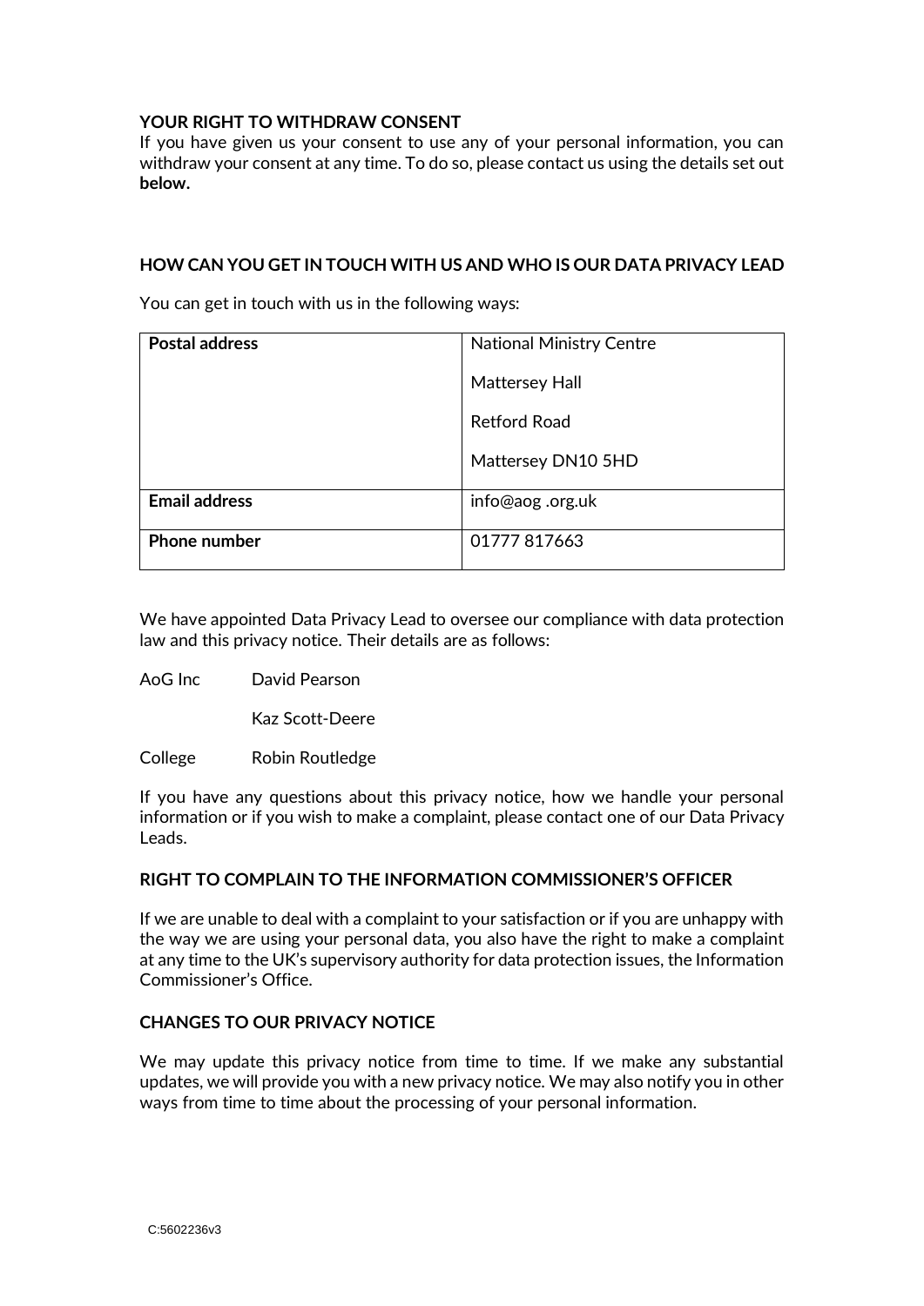## YOUR RIGHT TO WITHDRAW CONSENT

If you have given us your consent to use any of your personal information, you can withdraw your consent at any time. To do so, please contact us using the details set out **below.**

## HOW CAN YOU GET IN TOUCH WITH US AND WHO IS OUR DATA PRIVACY LEAD

You can get in touch with us in the following ways:

| | |
|---|---|
| **Postal address** | National Ministry Centre<br><br>Mattersey Hall<br><br>Retford Road<br><br>Mattersey DN10 5HD |
| **Email address** | info@aog .org.uk |
| **Phone number** | 01777 817663 |

We have appointed Data Privacy Lead to oversee our compliance with data protection law and this privacy notice. Their details are as follows:

AoG Inc David Pearson

Kaz Scott-Deere

College Robin Routledge

If you have any questions about this privacy notice, how we handle your personal information or if you wish to make a complaint, please contact one of our Data Privacy Leads.

## RIGHT TO COMPLAIN TO THE INFORMATION COMMISSIONER'S OFFICER

If we are unable to deal with a complaint to your satisfaction or if you are unhappy with the way we are using your personal data, you also have the right to make a complaint at any time to the UK's supervisory authority for data protection issues, the Information Commissioner's Office.

## CHANGES TO OUR PRIVACY NOTICE

We may update this privacy notice from time to time. If we make any substantial updates, we will provide you with a new privacy notice. We may also notify you in other ways from time to time about the processing of your personal information.